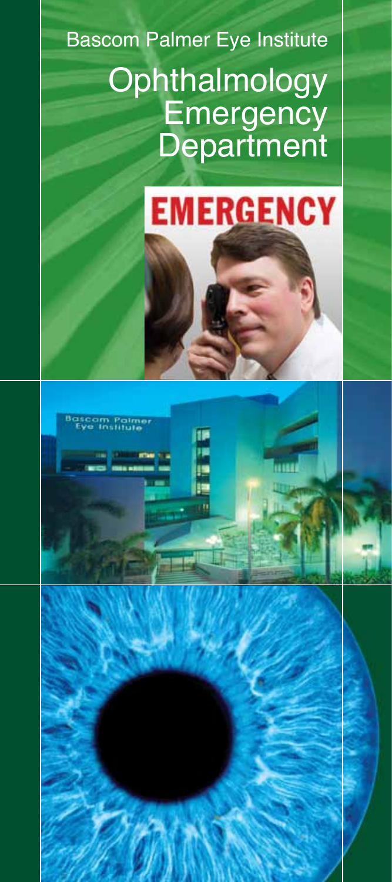Bascom Palmer Eye Institute

# Ophthalmology Emergency Department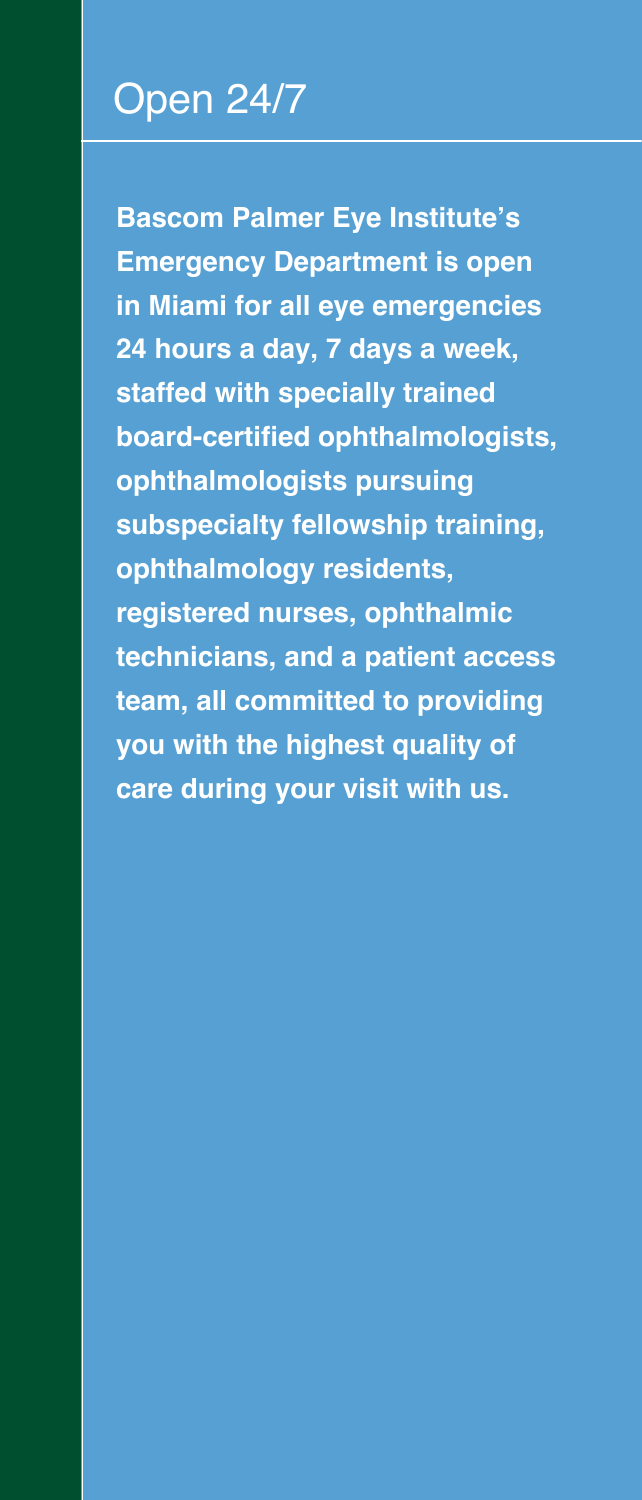# Open 24/7

**Bascom Palmer Eye Institute's Emergency Department is open in Miami for all eye emergencies 24 hours a day, 7 days a week, staffed with specially trained board-certified ophthalmologists, ophthalmologists pursuing subspecialty fellowship training, ophthalmology residents, registered nurses, ophthalmic technicians, and a patient access team, all committed to providing you with the highest quality of care during your visit with us.**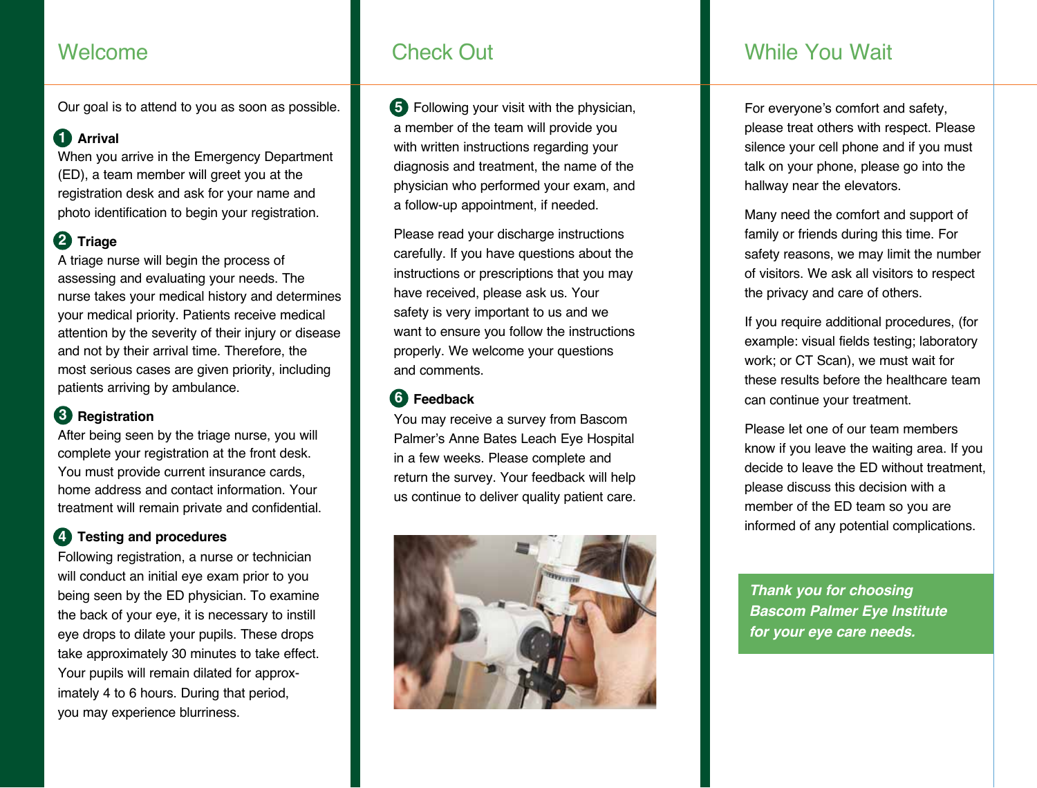## Welcome

Our goal is to attend to you as soon as possible.

**1 Arrival**

When you arrive in the Emergency Department (ED), a team member will greet you at the registration desk and ask for your name and photo identification to begin your registration.

**2 Triage**

A triage nurse will begin the process of assessing and evaluating your needs. The nurse takes your medical history and determines your medical priority. Patients receive medical attention by the severity of their injury or disease and not by their arrival time. Therefore, the most serious cases are given priority, including patients arriving by ambulance.

**3 Registration**

After being seen by the triage nurse, you will complete your registration at the front desk. You must provide current insurance cards, home address and contact information. Your treatment will remain private and confidential.

**4 Testing and procedures**

Following registration, a nurse or technician will conduct an initial eye exam prior to you being seen by the ED physician. To examine the back of your eye, it is necessary to instill eye drops to dilate your pupils. These drops take approximately 30 minutes to take effect. Your pupils will remain dilated for approximately 4 to 6 hours. During that period, you may experience blurriness.

## Check Out

**5** Following your visit with the physician, a member of the team will provide you with written instructions regarding your diagnosis and treatment, the name of the physician who performed your exam, and a follow-up appointment, if needed.

Please read your discharge instructions carefully. If you have questions about the instructions or prescriptions that you may have received, please ask us. Your safety is very important to us and we want to ensure you follow the instructions properly. We welcome your questions and comments.

**6 Feedback**

You may receive a survey from Bascom Palmer's Anne Bates Leach Eye Hospital in a few weeks. Please complete and return the survey. Your feedback will help us continue to deliver quality patient care.

## While You Wait

For everyone's comfort and safety, please treat others with respect. Please silence your cell phone and if you must talk on your phone, please go into the hallway near the elevators.

Many need the comfort and support of family or friends during this time. For safety reasons, we may limit the number of visitors. We ask all visitors to respect the privacy and care of others.

If you require additional procedures, (for example: visual fields testing; laboratory work; or CT Scan), we must wait for these results before the healthcare team can continue your treatment.

Please let one of our team members know if you leave the waiting area. If you decide to leave the ED without treatment, please discuss this decision with a member of the ED team so you are informed of any potential complications.

***Thank you for choosing Bascom Palmer Eye Institute for your eye care needs.***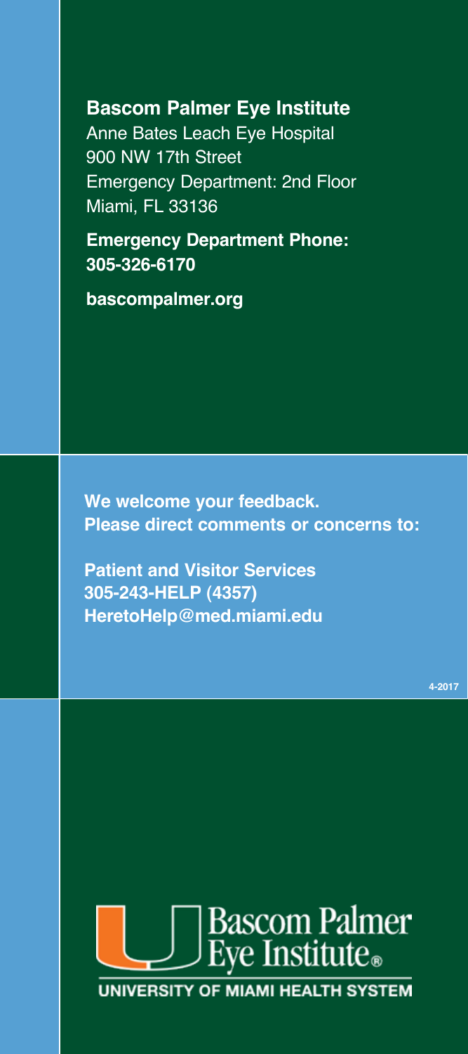**Bascom Palmer Eye Institute**
Anne Bates Leach Eye Hospital
900 NW 17th Street
Emergency Department: 2nd Floor
Miami, FL 33136

**Emergency Department Phone:**
**305-326-6170**

**bascompalmer.org**

**We welcome your feedback.**
**Please direct comments or concerns to:**

**Patient and Visitor Services**
**305-243-HELP (4357)**
**HeretoHelp@med.miami.edu**

4-2017

Bascom Palmer Eye Institute®

UNIVERSITY OF MIAMI HEALTH SYSTEM